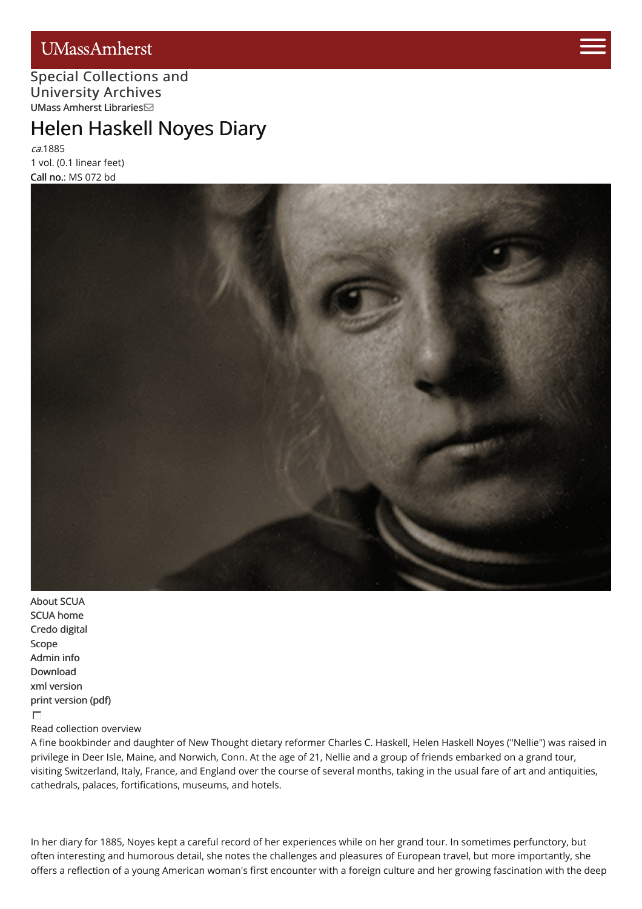UMassAmherst

Special Collections and University Archives

UMass Amherst Libraries

# Helen Haskell Noyes Diary

*ca.*1885

1 vol. (0.1 linear feet)

**Call no.**: MS 072 bd

About SCUA
SCUA home
Credo digital
Scope
Admin info
Download
xml version
print version (pdf)

Read collection overview

A fine bookbinder and daughter of New Thought dietary reformer Charles C. Haskell, Helen Haskell Noyes ("Nellie") was raised in privilege in Deer Isle, Maine, and Norwich, Conn. At the age of 21, Nellie and a group of friends embarked on a grand tour, visiting Switzerland, Italy, France, and England over the course of several months, taking in the usual fare of art and antiquities, cathedrals, palaces, fortifications, museums, and hotels.

In her diary for 1885, Noyes kept a careful record of her experiences while on her grand tour. In sometimes perfunctory, but often interesting and humorous detail, she notes the challenges and pleasures of European travel, but more importantly, she offers a reflection of a young American woman's first encounter with a foreign culture and her growing fascination with the deep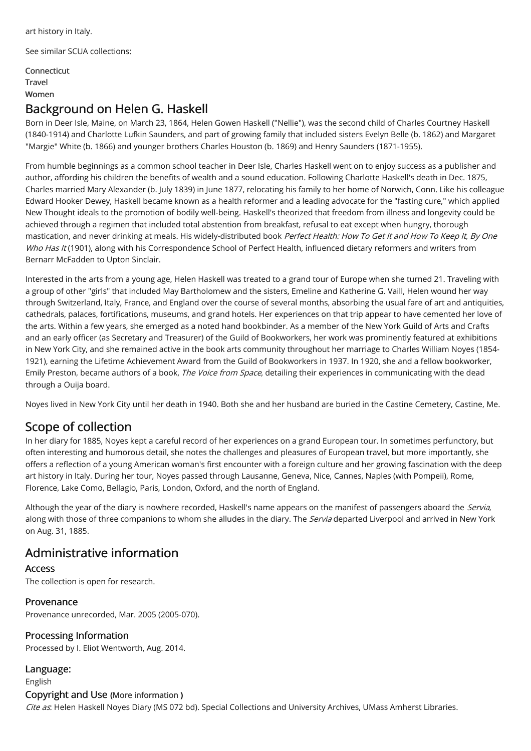art history in Italy.

See similar SCUA collections:

Connecticut
Travel
Women

## Background on Helen G. Haskell

Born in Deer Isle, Maine, on March 23, 1864, Helen Gowen Haskell ("Nellie"), was the second child of Charles Courtney Haskell (1840-1914) and Charlotte Lufkin Saunders, and part of growing family that included sisters Evelyn Belle (b. 1862) and Margaret "Margie" White (b. 1866) and younger brothers Charles Houston (b. 1869) and Henry Saunders (1871-1955).

From humble beginnings as a common school teacher in Deer Isle, Charles Haskell went on to enjoy success as a publisher and author, affording his children the benefits of wealth and a sound education. Following Charlotte Haskell's death in Dec. 1875, Charles married Mary Alexander (b. July 1839) in June 1877, relocating his family to her home of Norwich, Conn. Like his colleague Edward Hooker Dewey, Haskell became known as a health reformer and a leading advocate for the "fasting cure," which applied New Thought ideals to the promotion of bodily well-being. Haskell's theorized that freedom from illness and longevity could be achieved through a regimen that included total abstention from breakfast, refusal to eat except when hungry, thorough mastication, and never drinking at meals. His widely-distributed book *Perfect Health: How To Get It and How To Keep It, By One Who Has It* (1901), along with his Correspondence School of Perfect Health, influenced dietary reformers and writers from Bernarr McFadden to Upton Sinclair.

Interested in the arts from a young age, Helen Haskell was treated to a grand tour of Europe when she turned 21. Traveling with a group of other "girls" that included May Bartholomew and the sisters, Emeline and Katherine G. Vaill, Helen wound her way through Switzerland, Italy, France, and England over the course of several months, absorbing the usual fare of art and antiquities, cathedrals, palaces, fortifications, museums, and grand hotels. Her experiences on that trip appear to have cemented her love of the arts. Within a few years, she emerged as a noted hand bookbinder. As a member of the New York Guild of Arts and Crafts and an early officer (as Secretary and Treasurer) of the Guild of Bookworkers, her work was prominently featured at exhibitions in New York City, and she remained active in the book arts community throughout her marriage to Charles William Noyes (1854-1921), earning the Lifetime Achievement Award from the Guild of Bookworkers in 1937. In 1920, she and a fellow bookworker, Emily Preston, became authors of a book, *The Voice from Space*, detailing their experiences in communicating with the dead through a Ouija board.

Noyes lived in New York City until her death in 1940. Both she and her husband are buried in the Castine Cemetery, Castine, Me.

## Scope of collection

In her diary for 1885, Noyes kept a careful record of her experiences on a grand European tour. In sometimes perfunctory, but often interesting and humorous detail, she notes the challenges and pleasures of European travel, but more importantly, she offers a reflection of a young American woman's first encounter with a foreign culture and her growing fascination with the deep art history in Italy. During her tour, Noyes passed through Lausanne, Geneva, Nice, Cannes, Naples (with Pompeii), Rome, Florence, Lake Como, Bellagio, Paris, London, Oxford, and the north of England.

Although the year of the diary is nowhere recorded, Haskell's name appears on the manifest of passengers aboard the *Servia*, along with those of three companions to whom she alludes in the diary. The *Servia* departed Liverpool and arrived in New York on Aug. 31, 1885.

## Administrative information

### Access

The collection is open for research.

### Provenance

Provenance unrecorded, Mar. 2005 (2005-070).

### Processing Information

Processed by I. Eliot Wentworth, Aug. 2014.

### Language:

English

### Copyright and Use (More information )

*Cite as*: Helen Haskell Noyes Diary (MS 072 bd). Special Collections and University Archives, UMass Amherst Libraries.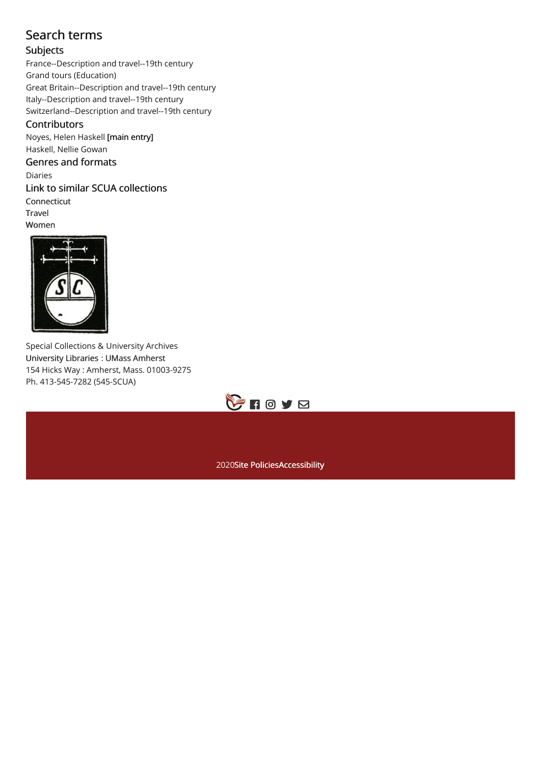## Search terms

### Subjects

France--Description and travel--19th century
Grand tours (Education)
Great Britain--Description and travel--19th century
Italy--Description and travel--19th century
Switzerland--Description and travel--19th century

### Contributors

Noyes, Helen Haskell [main entry]
Haskell, Nellie Gowan

### Genres and formats

Diaries

### Link to similar SCUA collections

Connecticut
Travel
Women

Special Collections & University Archives
University Libraries : UMass Amherst
154 Hicks Way : Amherst, Mass. 01003-9275
Ph. 413-545-7282 (545-SCUA)

2020 Site Policies Accessibility